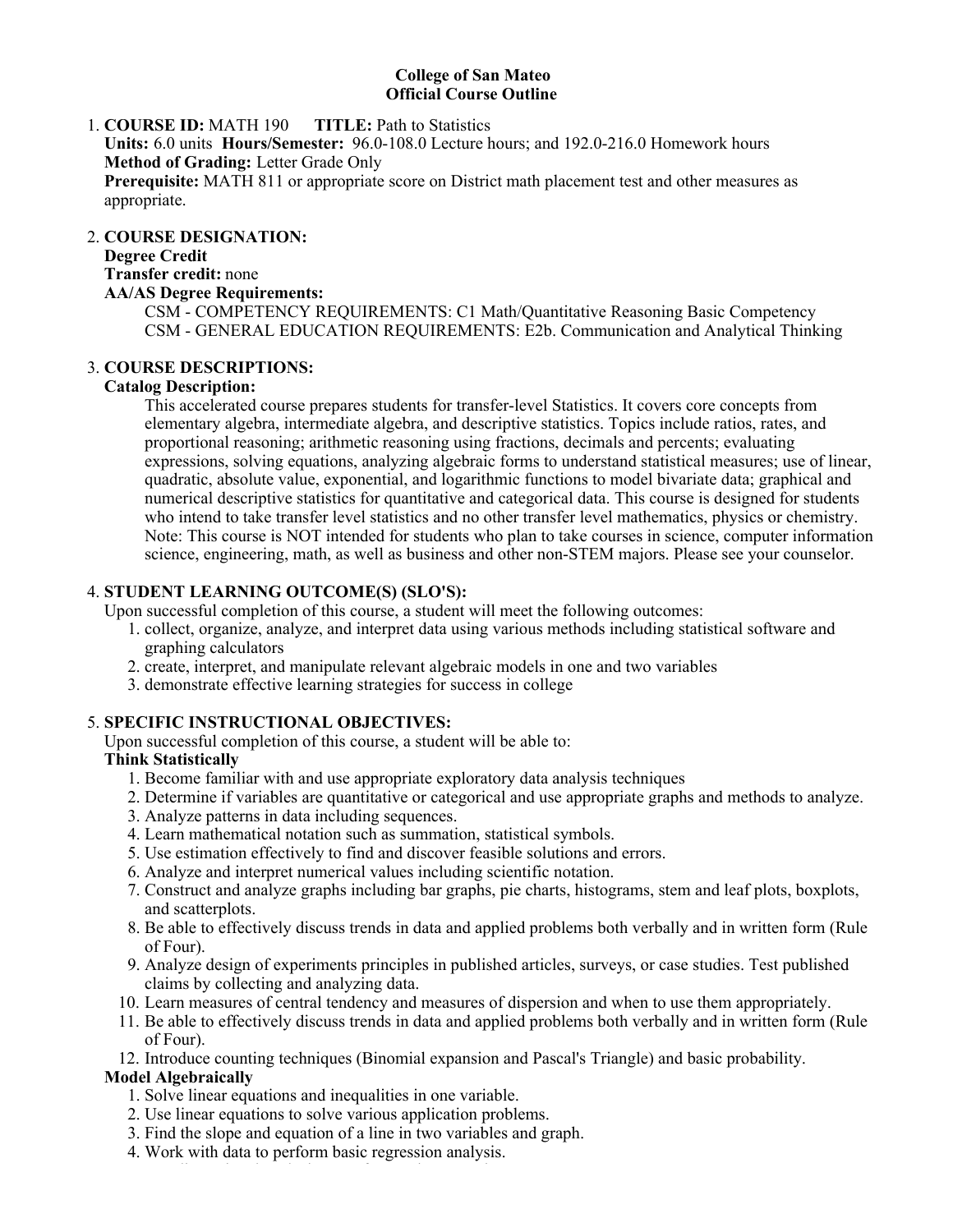**College of San Mateo**
**Official Course Outline**

1. **COURSE ID:** MATH 190 **TITLE:** Path to Statistics
   **Units:** 6.0 units **Hours/Semester:** 96.0-108.0 Lecture hours; and 192.0-216.0 Homework hours
   **Method of Grading:** Letter Grade Only
   **Prerequisite:** MATH 811 or appropriate score on District math placement test and other measures as appropriate.

2. **COURSE DESIGNATION:**
   **Degree Credit**
   **Transfer credit:** none
   **AA/AS Degree Requirements:**
   CSM - COMPETENCY REQUIREMENTS: C1 Math/Quantitative Reasoning Basic Competency
   CSM - GENERAL EDUCATION REQUIREMENTS: E2b. Communication and Analytical Thinking

3. **COURSE DESCRIPTIONS:**
   **Catalog Description:**
   This accelerated course prepares students for transfer-level Statistics. It covers core concepts from elementary algebra, intermediate algebra, and descriptive statistics. Topics include ratios, rates, and proportional reasoning; arithmetic reasoning using fractions, decimals and percents; evaluating expressions, solving equations, analyzing algebraic forms to understand statistical measures; use of linear, quadratic, absolute value, exponential, and logarithmic functions to model bivariate data; graphical and numerical descriptive statistics for quantitative and categorical data. This course is designed for students who intend to take transfer level statistics and no other transfer level mathematics, physics or chemistry. Note: This course is NOT intended for students who plan to take courses in science, computer information science, engineering, math, as well as business and other non-STEM majors. Please see your counselor.

4. **STUDENT LEARNING OUTCOME(S) (SLO'S):**
   Upon successful completion of this course, a student will meet the following outcomes:
   1. collect, organize, analyze, and interpret data using various methods including statistical software and graphing calculators
   2. create, interpret, and manipulate relevant algebraic models in one and two variables
   3. demonstrate effective learning strategies for success in college

5. **SPECIFIC INSTRUCTIONAL OBJECTIVES:**
   Upon successful completion of this course, a student will be able to:
   **Think Statistically**
   1. Become familiar with and use appropriate exploratory data analysis techniques
   2. Determine if variables are quantitative or categorical and use appropriate graphs and methods to analyze.
   3. Analyze patterns in data including sequences.
   4. Learn mathematical notation such as summation, statistical symbols.
   5. Use estimation effectively to find and discover feasible solutions and errors.
   6. Analyze and interpret numerical values including scientific notation.
   7. Construct and analyze graphs including bar graphs, pie charts, histograms, stem and leaf plots, boxplots, and scatterplots.
   8. Be able to effectively discuss trends in data and applied problems both verbally and in written form (Rule of Four).
   9. Analyze design of experiments principles in published articles, surveys, or case studies. Test published claims by collecting and analyzing data.
   10. Learn measures of central tendency and measures of dispersion and when to use them appropriately.
   11. Be able to effectively discuss trends in data and applied problems both verbally and in written form (Rule of Four).
   12. Introduce counting techniques (Binomial expansion and Pascal's Triangle) and basic probability.

   **Model Algebraically**
   1. Solve linear equations and inequalities in one variable.
   2. Use linear equations to solve various application problems.
   3. Find the slope and equation of a line in two variables and graph.
   4. Work with data to perform basic regression analysis.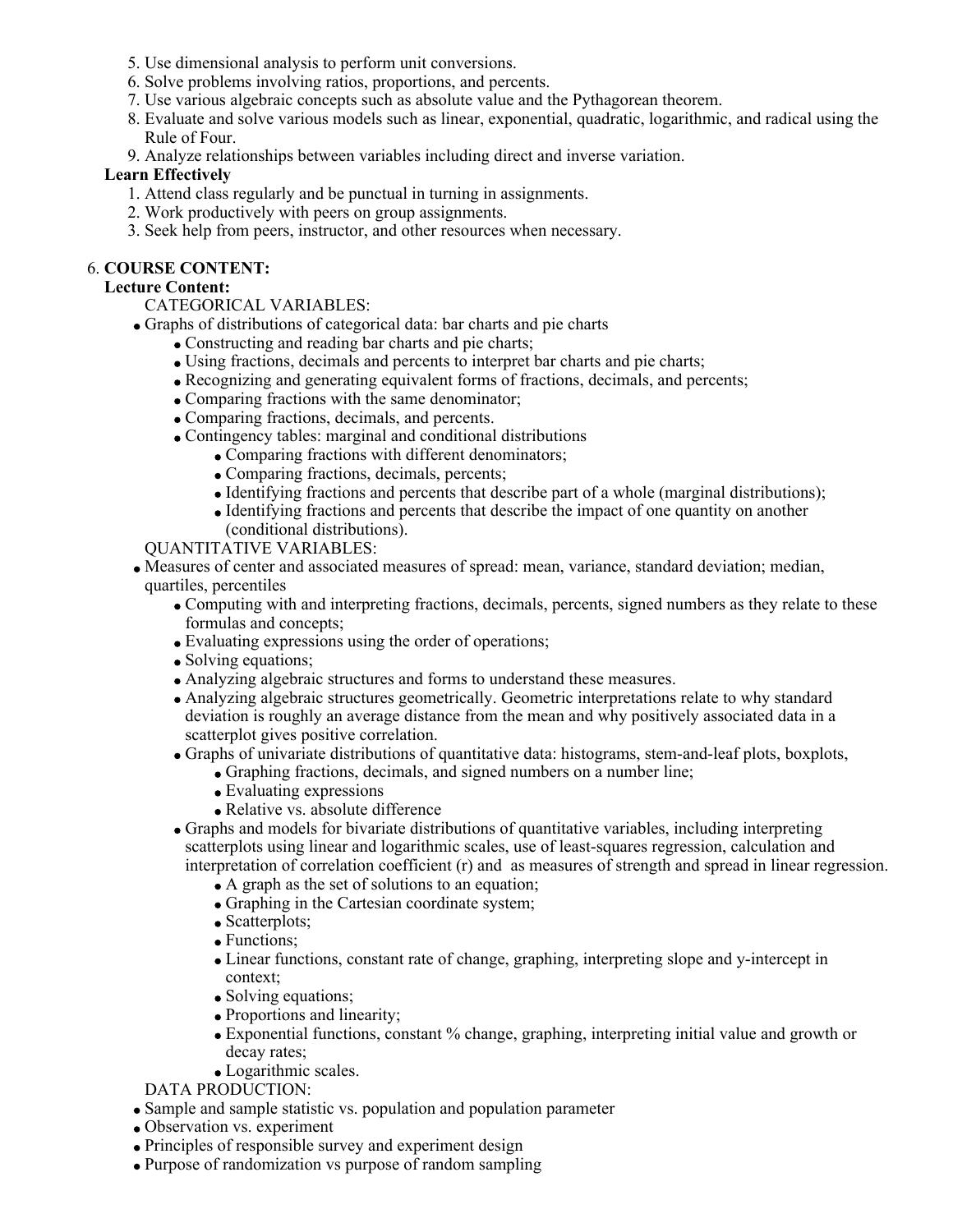5. Use dimensional analysis to perform unit conversions.
6. Solve problems involving ratios, proportions, and percents.
7. Use various algebraic concepts such as absolute value and the Pythagorean theorem.
8. Evaluate and solve various models such as linear, exponential, quadratic, logarithmic, and radical using the Rule of Four.
9. Analyze relationships between variables including direct and inverse variation.

**Learn Effectively**

1. Attend class regularly and be punctual in turning in assignments.
2. Work productively with peers on group assignments.
3. Seek help from peers, instructor, and other resources when necessary.

6. **COURSE CONTENT:**

**Lecture Content:**

CATEGORICAL VARIABLES:

- Graphs of distributions of categorical data: bar charts and pie charts
  - Constructing and reading bar charts and pie charts;
  - Using fractions, decimals and percents to interpret bar charts and pie charts;
  - Recognizing and generating equivalent forms of fractions, decimals, and percents;
  - Comparing fractions with the same denominator;
  - Comparing fractions, decimals, and percents.
  - Contingency tables: marginal and conditional distributions
    - Comparing fractions with different denominators;
    - Comparing fractions, decimals, percents;
    - Identifying fractions and percents that describe part of a whole (marginal distributions);
    - Identifying fractions and percents that describe the impact of one quantity on another (conditional distributions).

QUANTITATIVE VARIABLES:

- Measures of center and associated measures of spread: mean, variance, standard deviation; median, quartiles, percentiles
  - Computing with and interpreting fractions, decimals, percents, signed numbers as they relate to these formulas and concepts;
  - Evaluating expressions using the order of operations;
  - Solving equations;
  - Analyzing algebraic structures and forms to understand these measures.
  - Analyzing algebraic structures geometrically. Geometric interpretations relate to why standard deviation is roughly an average distance from the mean and why positively associated data in a scatterplot gives positive correlation.
  - Graphs of univariate distributions of quantitative data: histograms, stem-and-leaf plots, boxplots,
    - Graphing fractions, decimals, and signed numbers on a number line;
    - Evaluating expressions
    - Relative vs. absolute difference
  - Graphs and models for bivariate distributions of quantitative variables, including interpreting scatterplots using linear and logarithmic scales, use of least-squares regression, calculation and interpretation of correlation coefficient (r) and  as measures of strength and spread in linear regression.
    - A graph as the set of solutions to an equation;
    - Graphing in the Cartesian coordinate system;
    - Scatterplots;
    - Functions;
    - Linear functions, constant rate of change, graphing, interpreting slope and y-intercept in context;
    - Solving equations;
    - Proportions and linearity;
    - Exponential functions, constant % change, graphing, interpreting initial value and growth or decay rates;
    - Logarithmic scales.

DATA PRODUCTION:

- Sample and sample statistic vs. population and population parameter
- Observation vs. experiment
- Principles of responsible survey and experiment design
- Purpose of randomization vs purpose of random sampling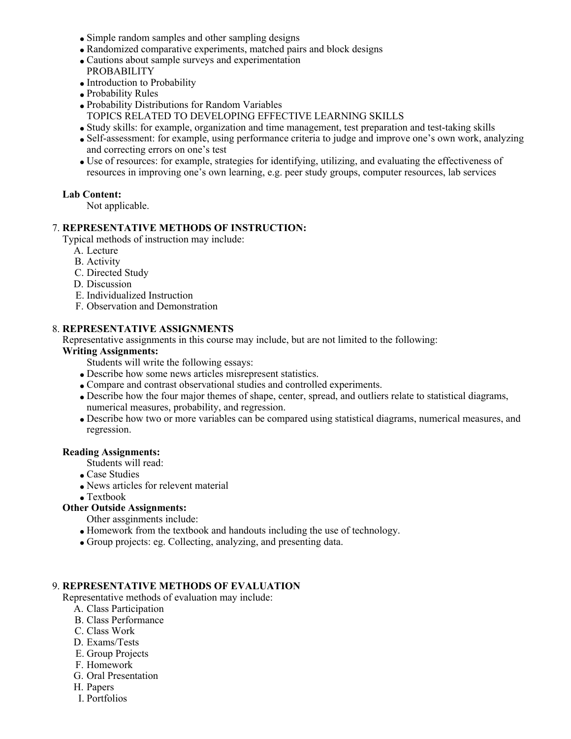- Simple random samples and other sampling designs
- Randomized comparative experiments, matched pairs and block designs
- Cautions about sample surveys and experimentation

  PROBABILITY
- Introduction to Probability
- Probability Rules
- Probability Distributions for Random Variables

  TOPICS RELATED TO DEVELOPING EFFECTIVE LEARNING SKILLS
- Study skills: for example, organization and time management, test preparation and test-taking skills
- Self-assessment: for example, using performance criteria to judge and improve one's own work, analyzing and correcting errors on one's test
- Use of resources: for example, strategies for identifying, utilizing, and evaluating the effectiveness of resources in improving one's own learning, e.g. peer study groups, computer resources, lab services

**Lab Content:**

Not applicable.

7. **REPRESENTATIVE METHODS OF INSTRUCTION:**

Typical methods of instruction may include:

A. Lecture
B. Activity
C. Directed Study
D. Discussion
E. Individualized Instruction
F. Observation and Demonstration

8. **REPRESENTATIVE ASSIGNMENTS**

Representative assignments in this course may include, but are not limited to the following:

**Writing Assignments:**

Students will write the following essays:

- Describe how some news articles misrepresent statistics.
- Compare and contrast observational studies and controlled experiments.
- Describe how the four major themes of shape, center, spread, and outliers relate to statistical diagrams, numerical measures, probability, and regression.
- Describe how two or more variables can be compared using statistical diagrams, numerical measures, and regression.

**Reading Assignments:**

Students will read:

- Case Studies
- News articles for relevent material
- Textbook

**Other Outside Assignments:**

Other assginments include:

- Homework from the textbook and handouts including the use of technology.
- Group projects: eg. Collecting, analyzing, and presenting data.

9. **REPRESENTATIVE METHODS OF EVALUATION**

Representative methods of evaluation may include:

A. Class Participation
B. Class Performance
C. Class Work
D. Exams/Tests
E. Group Projects
F. Homework
G. Oral Presentation
H. Papers
I. Portfolios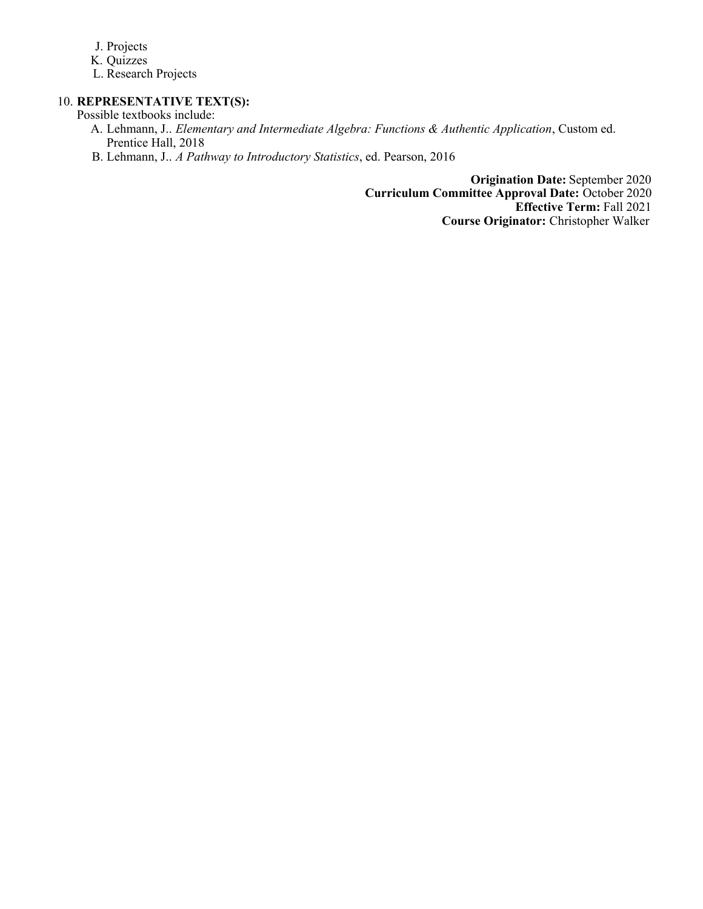J. Projects
K. Quizzes
L. Research Projects

10. **REPRESENTATIVE TEXT(S):**

Possible textbooks include:

A. Lehmann, J.. *Elementary and Intermediate Algebra: Functions & Authentic Application*, Custom ed. Prentice Hall, 2018
B. Lehmann, J.. *A Pathway to Introductory Statistics*, ed. Pearson, 2016

**Origination Date:** September 2020
**Curriculum Committee Approval Date:** October 2020
**Effective Term:** Fall 2021
**Course Originator:** Christopher Walker